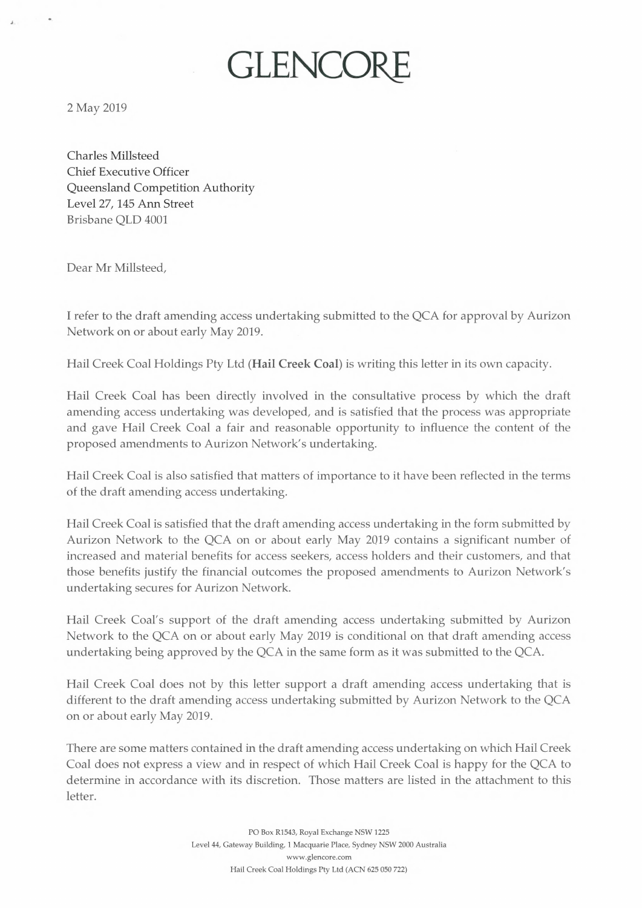# GLENCORE

2 May 2019

Charles Millsteed
Chief Executive Officer
Queensland Competition Authority
Level 27, 145 Ann Street
Brisbane QLD 4001

Dear Mr Millsteed,

I refer to the draft amending access undertaking submitted to the QCA for approval by Aurizon Network on or about early May 2019.

Hail Creek Coal Holdings Pty Ltd (**Hail Creek Coal**) is writing this letter in its own capacity.

Hail Creek Coal has been directly involved in the consultative process by which the draft amending access undertaking was developed, and is satisfied that the process was appropriate and gave Hail Creek Coal a fair and reasonable opportunity to influence the content of the proposed amendments to Aurizon Network's undertaking.

Hail Creek Coal is also satisfied that matters of importance to it have been reflected in the terms of the draft amending access undertaking.

Hail Creek Coal is satisfied that the draft amending access undertaking in the form submitted by Aurizon Network to the QCA on or about early May 2019 contains a significant number of increased and material benefits for access seekers, access holders and their customers, and that those benefits justify the financial outcomes the proposed amendments to Aurizon Network's undertaking secures for Aurizon Network.

Hail Creek Coal's support of the draft amending access undertaking submitted by Aurizon Network to the QCA on or about early May 2019 is conditional on that draft amending access undertaking being approved by the QCA in the same form as it was submitted to the QCA.

Hail Creek Coal does not by this letter support a draft amending access undertaking that is different to the draft amending access undertaking submitted by Aurizon Network to the QCA on or about early May 2019.

There are some matters contained in the draft amending access undertaking on which Hail Creek Coal does not express a view and in respect of which Hail Creek Coal is happy for the QCA to determine in accordance with its discretion. Those matters are listed in the attachment to this letter.

PO Box R1543, Royal Exchange NSW 1225
Level 44, Gateway Building, 1 Macquarie Place, Sydney NSW 2000 Australia
www.glencore.com
Hail Creek Coal Holdings Pty Ltd (ACN 625 050 722)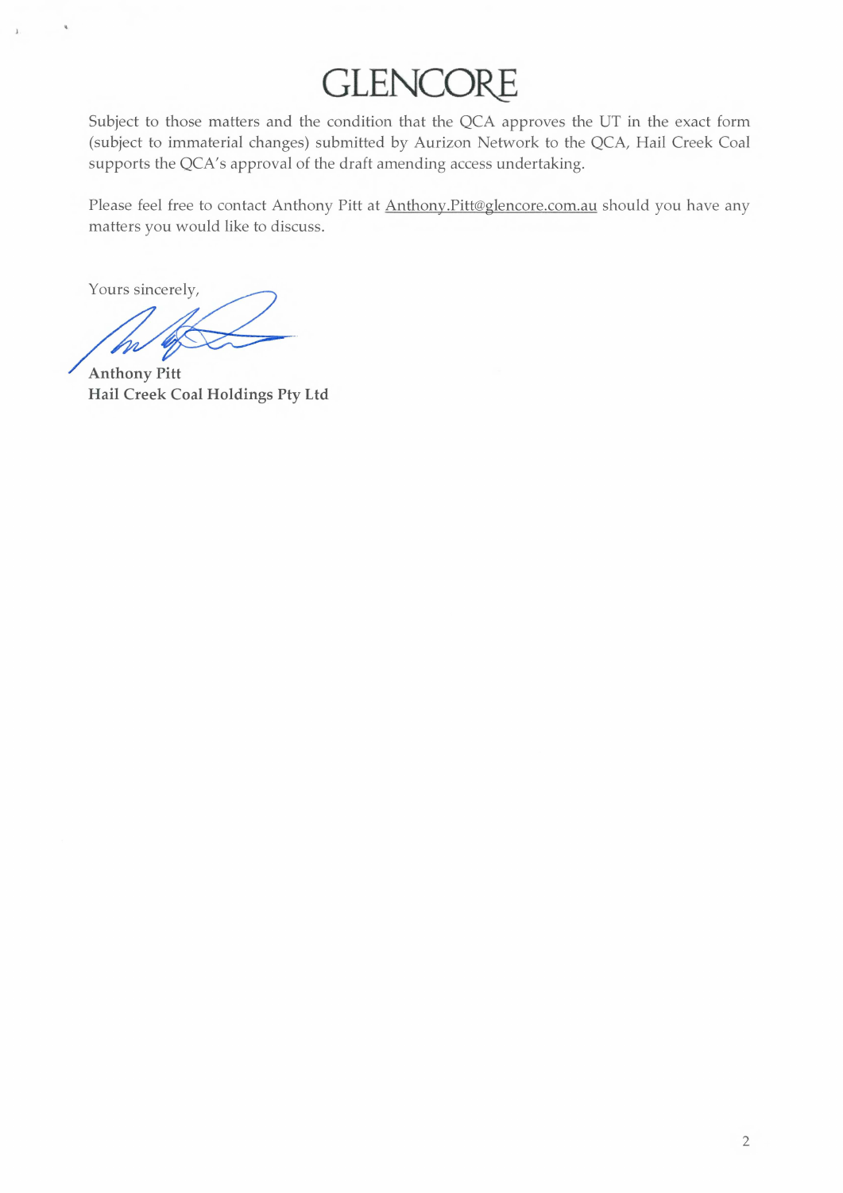Subject to those matters and the condition that the QCA approves the UT in the exact form (subject to immaterial changes) submitted by Aurizon Network to the QCA, Hail Creek Coal supports the QCA's approval of the draft amending access undertaking.

Please feel free to contact Anthony Pitt at Anthony.Pitt@glencore.com.au should you have any matters you would like to discuss.

Yours sincerely,

**Anthony Pitt**
**Hail Creek Coal Holdings Pty Ltd**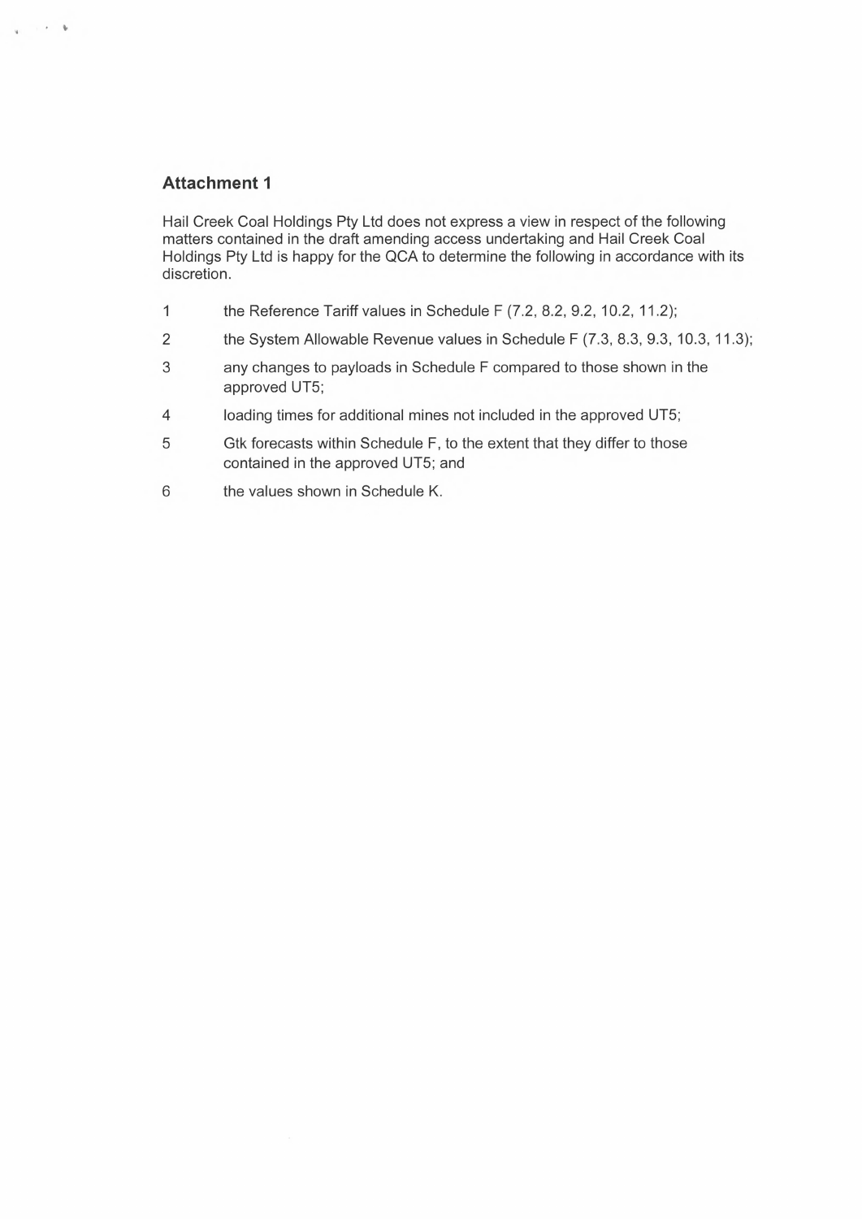## Attachment 1

Hail Creek Coal Holdings Pty Ltd does not express a view in respect of the following matters contained in the draft amending access undertaking and Hail Creek Coal Holdings Pty Ltd is happy for the QCA to determine the following in accordance with its discretion.

1. the Reference Tariff values in Schedule F (7.2, 8.2, 9.2, 10.2, 11.2);
2. the System Allowable Revenue values in Schedule F (7.3, 8.3, 9.3, 10.3, 11.3);
3. any changes to payloads in Schedule F compared to those shown in the approved UT5;
4. loading times for additional mines not included in the approved UT5;
5. Gtk forecasts within Schedule F, to the extent that they differ to those contained in the approved UT5; and
6. the values shown in Schedule K.